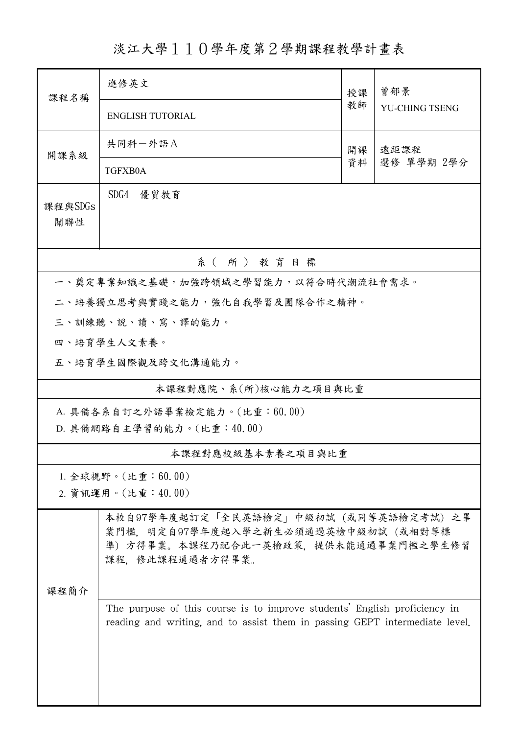# 淡江大學１１０學年度第２學期課程教學計畫表

| 課程名稱 | 進修英文 | 授課教師 | 曾郁景 |
| --- | --- | --- | --- |
| | ENGLISH TUTORIAL | | YU-CHING TSENG |
| 開課系級 | 共同科－外語Ａ | 開課資料 | 遠距課程<br>選修 單學期 2學分 |
| | TGFXB0A | | |
| 課程與SDGs關聯性 | SDG4　優質教育 | | |

## 系（所）教育目標

一、奠定專業知識之基礎，加強跨領域之學習能力，以符合時代潮流社會需求。

二、培養獨立思考與實踐之能力，強化自我學習及團隊合作之精神。

三、訓練聽、說、讀、寫、譯的能力。

四、培育學生人文素養。

五、培育學生國際觀及跨文化溝通能力。

## 本課程對應院、系(所)核心能力之項目與比重

A. 具備各系自訂之外語畢業檢定能力。(比重：60.00)

D. 具備網路自主學習的能力。(比重：40.00)

## 本課程對應校級基本素養之項目與比重

1. 全球視野。(比重：60.00)
2. 資訊運用。(比重：40.00)

## 課程簡介

本校自97學年度起訂定「全民英語檢定」中級初試（或同等英語檢定考試）之畢業門檻，明定自97學年度起入學之新生必須通過英檢中級初試（或相對等標準）方得畢業。本課程乃配合此一英檢政策，提供未能通過畢業門檻之學生修習課程，修此課程通過者方得畢業。

The purpose of this course is to improve students' English proficiency in reading and writing, and to assist them in passing GEPT intermediate level.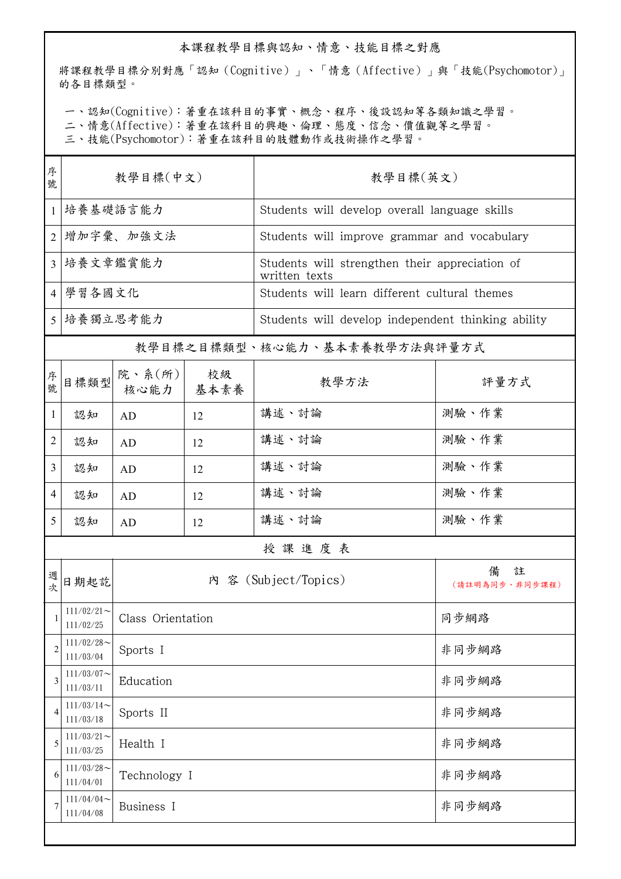## 本課程教學目標與認知、情意、技能目標之對應

將課程教學目標分別對應「認知（Cognitive）」、「情意（Affective）」與「技能(Psychomotor)」的各目標類型。

一、認知(Cognitive)：著重在該科目的事實、概念、程序、後設認知等各類知識之學習。
二、情意(Affective)：著重在該科目的興趣、倫理、態度、信念、價值觀等之學習。
三、技能(Psychomotor)：著重在該科目的肢體動作或技術操作之學習。

| 序號 | 教學目標(中文) | 教學目標(英文) |
|---|---|---|
| 1 | 培養基礎語言能力 | Students will develop overall language skills |
| 2 | 增加字彙、加強文法 | Students will improve grammar and vocabulary |
| 3 | 培養文章鑑賞能力 | Students will strengthen their appreciation of written texts |
| 4 | 學習各國文化 | Students will learn different cultural themes |
| 5 | 培養獨立思考能力 | Students will develop independent thinking ability |

## 教學目標之目標類型、核心能力、基本素養教學方法與評量方式

| 序號 | 目標類型 | 院、系(所)核心能力 | 校級基本素養 | 教學方法 | 評量方式 |
|---|---|---|---|---|---|
| 1 | 認知 | AD | 12 | 講述、討論 | 測驗、作業 |
| 2 | 認知 | AD | 12 | 講述、討論 | 測驗、作業 |
| 3 | 認知 | AD | 12 | 講述、討論 | 測驗、作業 |
| 4 | 認知 | AD | 12 | 講述、討論 | 測驗、作業 |
| 5 | 認知 | AD | 12 | 講述、討論 | 測驗、作業 |

## 授課進度表

| 週次 | 日期起訖 | 內 容 (Subject/Topics) | 備 註（請註明為同步、非同步課程） |
|---|---|---|---|
| 1 | 111/02/21～111/02/25 | Class Orientation | 同步網路 |
| 2 | 111/02/28～111/03/04 | Sports I | 非同步網路 |
| 3 | 111/03/07～111/03/11 | Education | 非同步網路 |
| 4 | 111/03/14～111/03/18 | Sports II | 非同步網路 |
| 5 | 111/03/21～111/03/25 | Health I | 非同步網路 |
| 6 | 111/03/28～111/04/01 | Technology I | 非同步網路 |
| 7 | 111/04/04～111/04/08 | Business I | 非同步網路 |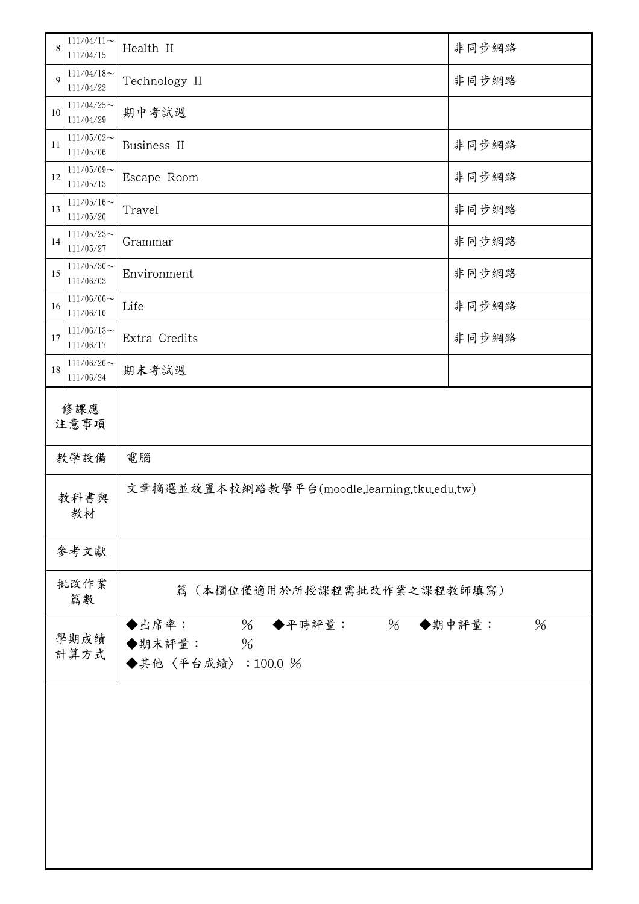| | | | |
|---|---|---|---|
| 8 | 111/04/11～<br>111/04/15 | Health II | 非同步網路 |
| 9 | 111/04/18～<br>111/04/22 | Technology II | 非同步網路 |
| 10 | 111/04/25～<br>111/04/29 | 期中考試週 | |
| 11 | 111/05/02～<br>111/05/06 | Business II | 非同步網路 |
| 12 | 111/05/09～<br>111/05/13 | Escape Room | 非同步網路 |
| 13 | 111/05/16～<br>111/05/20 | Travel | 非同步網路 |
| 14 | 111/05/23～<br>111/05/27 | Grammar | 非同步網路 |
| 15 | 111/05/30～<br>111/06/03 | Environment | 非同步網路 |
| 16 | 111/06/06～<br>111/06/10 | Life | 非同步網路 |
| 17 | 111/06/13～<br>111/06/17 | Extra Credits | 非同步網路 |
| 18 | 111/06/20～<br>111/06/24 | 期末考試週 | |

| | |
|---|---|
| 修課應注意事項 | |
| 教學設備 | 電腦 |
| 教科書與教材 | 文章摘選並放置本校網路教學平台(moodle.learning.tku.edu.tw) |
| 參考文獻 | |
| 批改作業篇數 | 篇（本欄位僅適用於所授課程需批改作業之課程教師填寫） |
| 學期成績計算方式 | ◆出席率： ％ ◆平時評量： ％ ◆期中評量： ％<br>◆期末評量： ％<br>◆其他〈平台成績〉：100.0 ％ |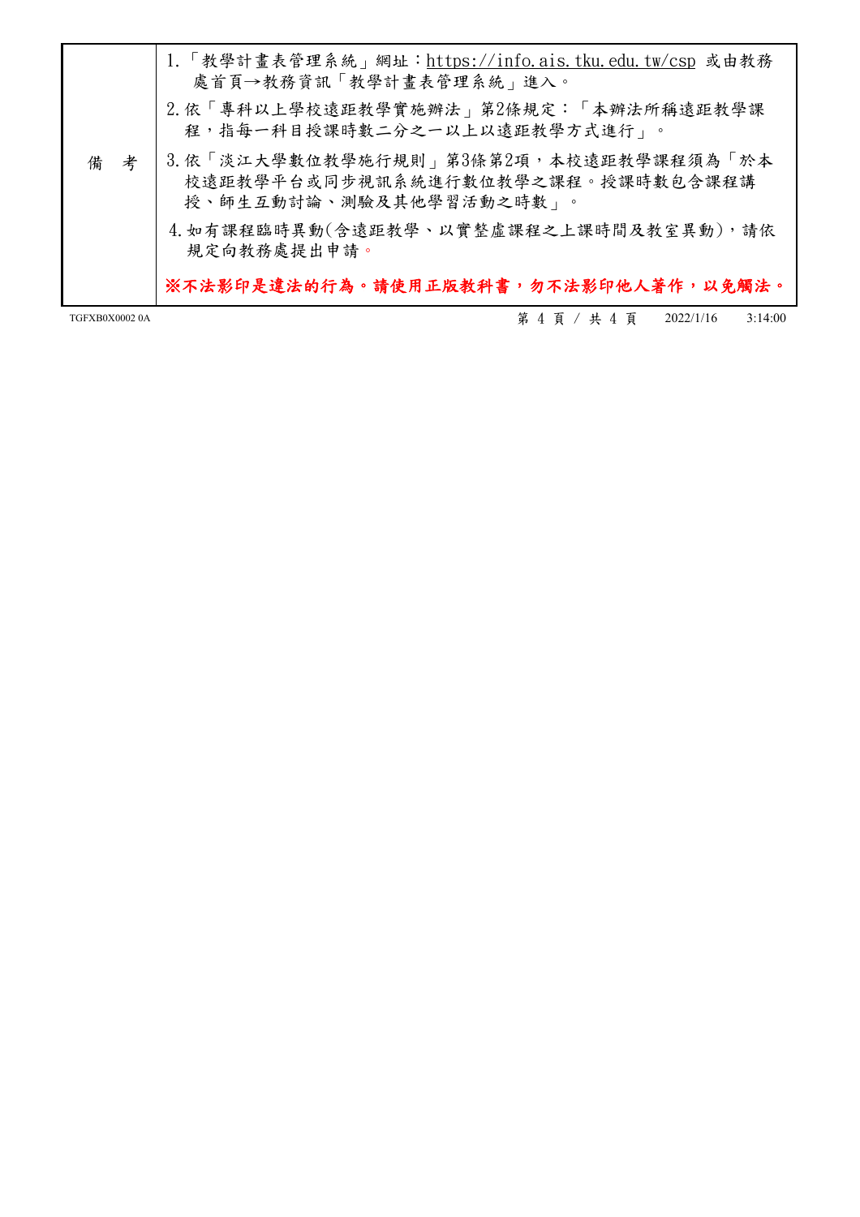| | |
|---|---|
| 備　考 | 1.「教學計畫表管理系統」網址：https://info.ais.tku.edu.tw/csp 或由教務處首頁→教務資訊「教學計畫表管理系統」進入。<br>2.依「專科以上學校遠距教學實施辦法」第2條規定：「本辦法所稱遠距教學課程，指每一科目授課時數二分之一以上以遠距教學方式進行」。<br>3.依「淡江大學數位教學施行規則」第3條第2項，本校遠距教學課程須為「於本校遠距教學平台或同步視訊系統進行數位教學之課程。授課時數包含課程講授、師生互動討論、測驗及其他學習活動之時數」。<br>4.如有課程臨時異動(含遠距教學、以實整虛課程之上課時間及教室異動)，請依規定向教務處提出申請。<br>**※不法影印是違法的行為。請使用正版教科書，勿不法影印他人著作，以免觸法。** |

TGFXB0X0002 0A　　2022/1/16　3:14:00